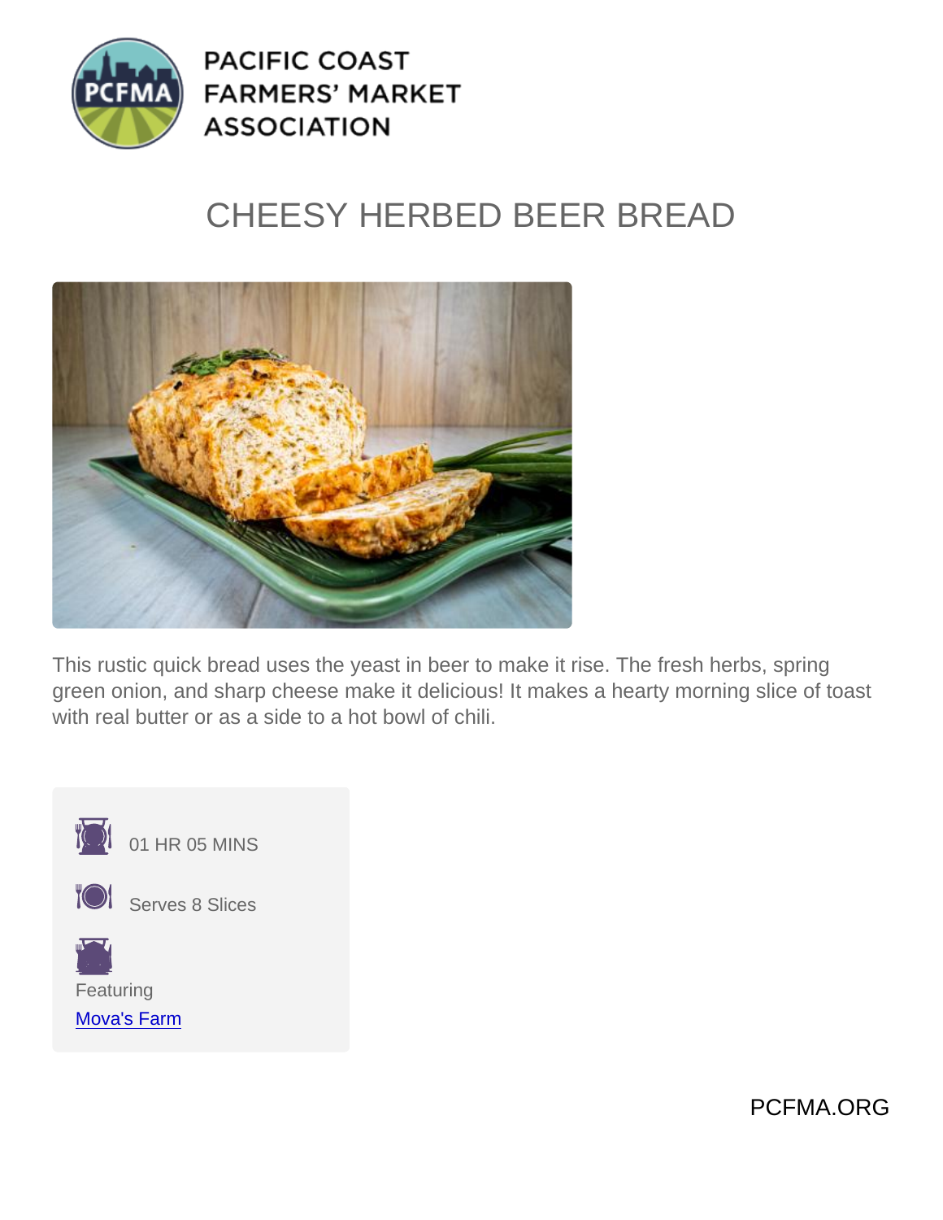PACIFIC COAST FARMERS' MARKET ASSOCIATION

# CHEESY HERBED BEER BREAD

This rustic quick bread uses the yeast in beer to make it rise. The fresh herbs, spring green onion, and sharp cheese make it delicious! It makes a hearty morning slice of toast with real butter or as a side to a hot bowl of chili.

01 HR 05 MINS

Serves 8 Slices

Featuring
[Mova's Farm]

PCFMA.ORG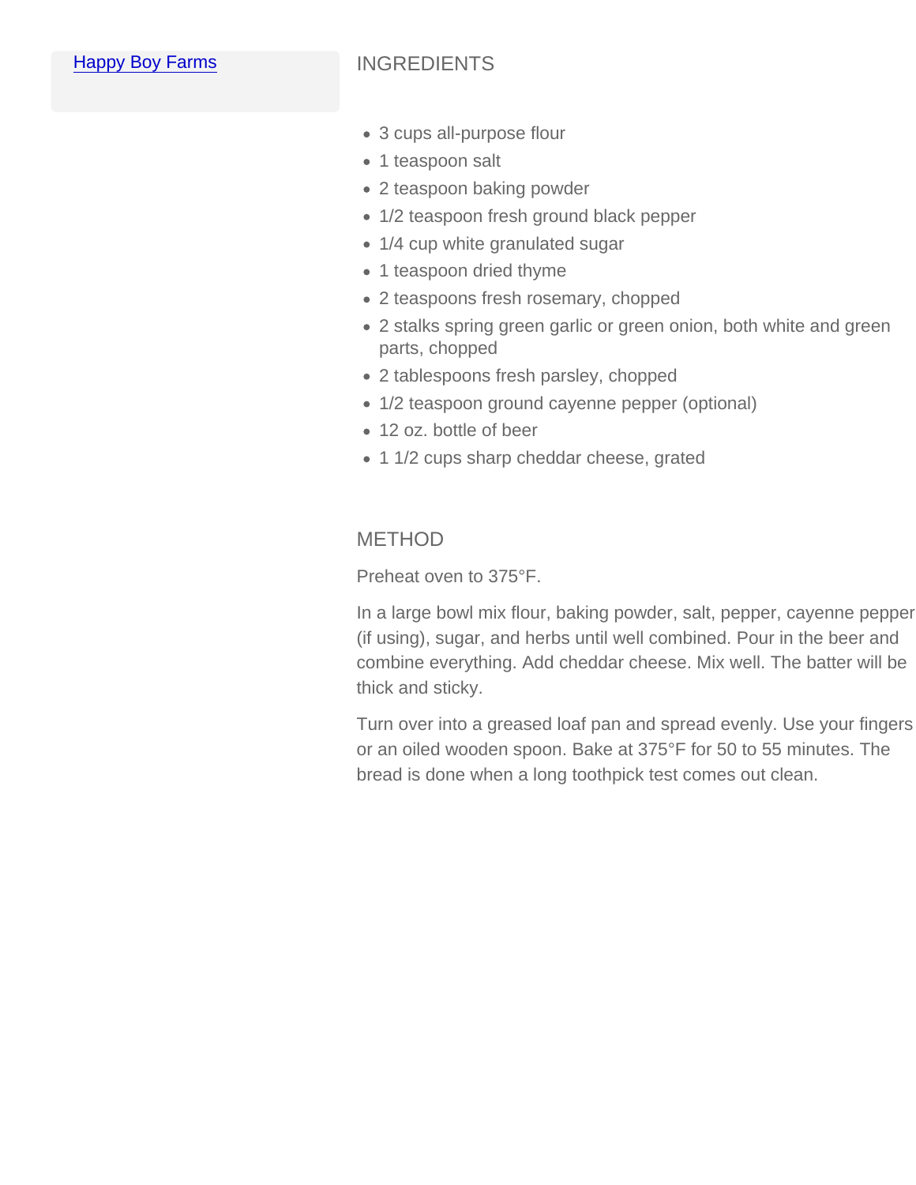[Happy Boy Farms]

## INGREDIENTS

- 3 cups all-purpose flour
- 1 teaspoon salt
- 2 teaspoon baking powder
- 1/2 teaspoon fresh ground black pepper
- 1/4 cup white granulated sugar
- 1 teaspoon dried thyme
- 2 teaspoons fresh rosemary, chopped
- 2 stalks spring green garlic or green onion, both white and green parts, chopped
- 2 tablespoons fresh parsley, chopped
- 1/2 teaspoon ground cayenne pepper (optional)
- 12 oz. bottle of beer
- 1 1/2 cups sharp cheddar cheese, grated

## METHOD

Preheat oven to 375°F.

In a large bowl mix flour, baking powder, salt, pepper, cayenne pepper (if using), sugar, and herbs until well combined. Pour in the beer and combine everything. Add cheddar cheese. Mix well. The batter will be thick and sticky.

Turn over into a greased loaf pan and spread evenly. Use your fingers or an oiled wooden spoon. Bake at 375°F for 50 to 55 minutes. The bread is done when a long toothpick test comes out clean.